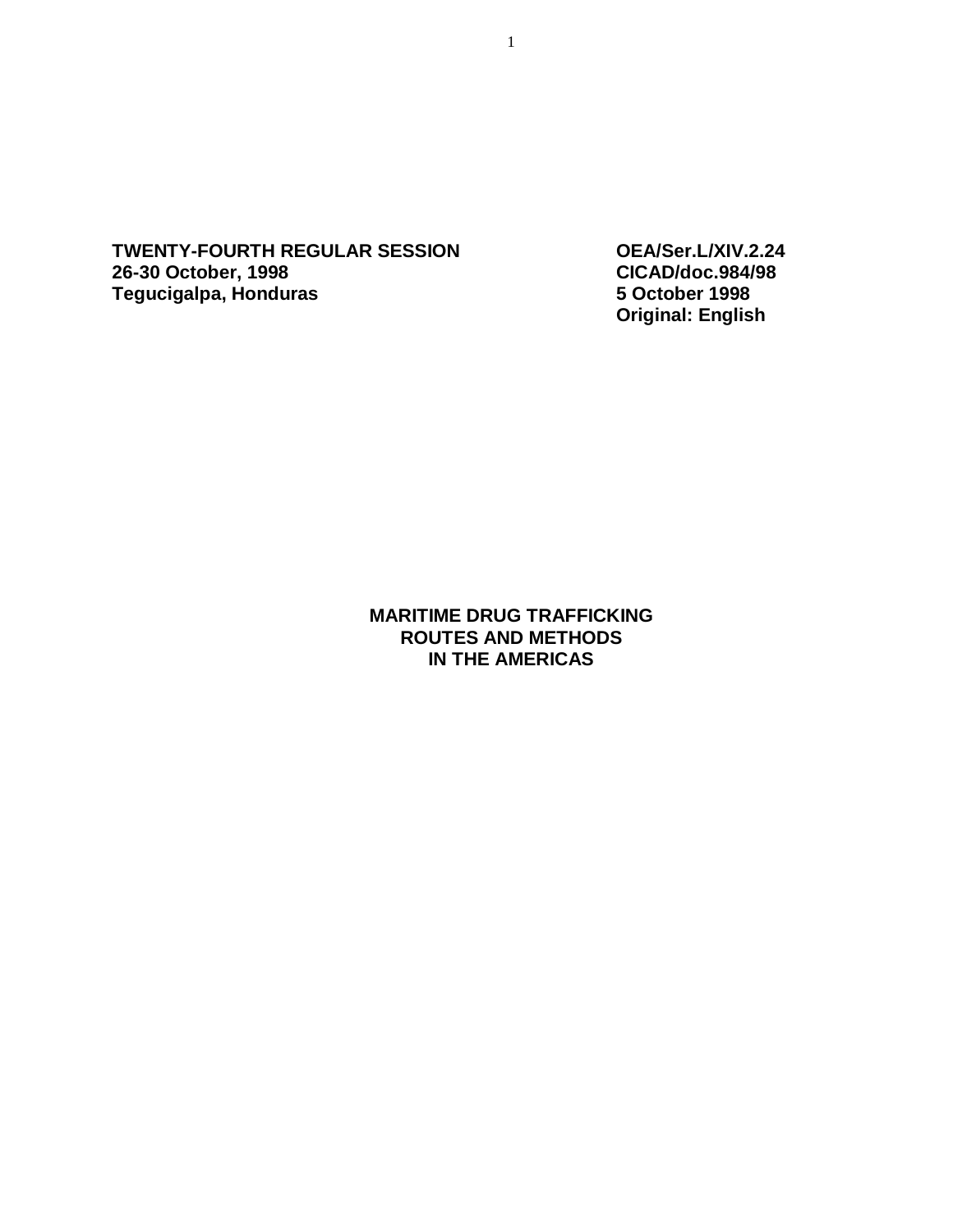**TWENTY-FOURTH REGULAR SESSION**
**26-30 October, 1998**
**Tegucigalpa, Honduras**

**OEA/Ser.L/XIV.2.24**
**CICAD/doc.984/98**
**5 October 1998**
**Original: English**

# MARITIME DRUG TRAFFICKING ROUTES AND METHODS IN THE AMERICAS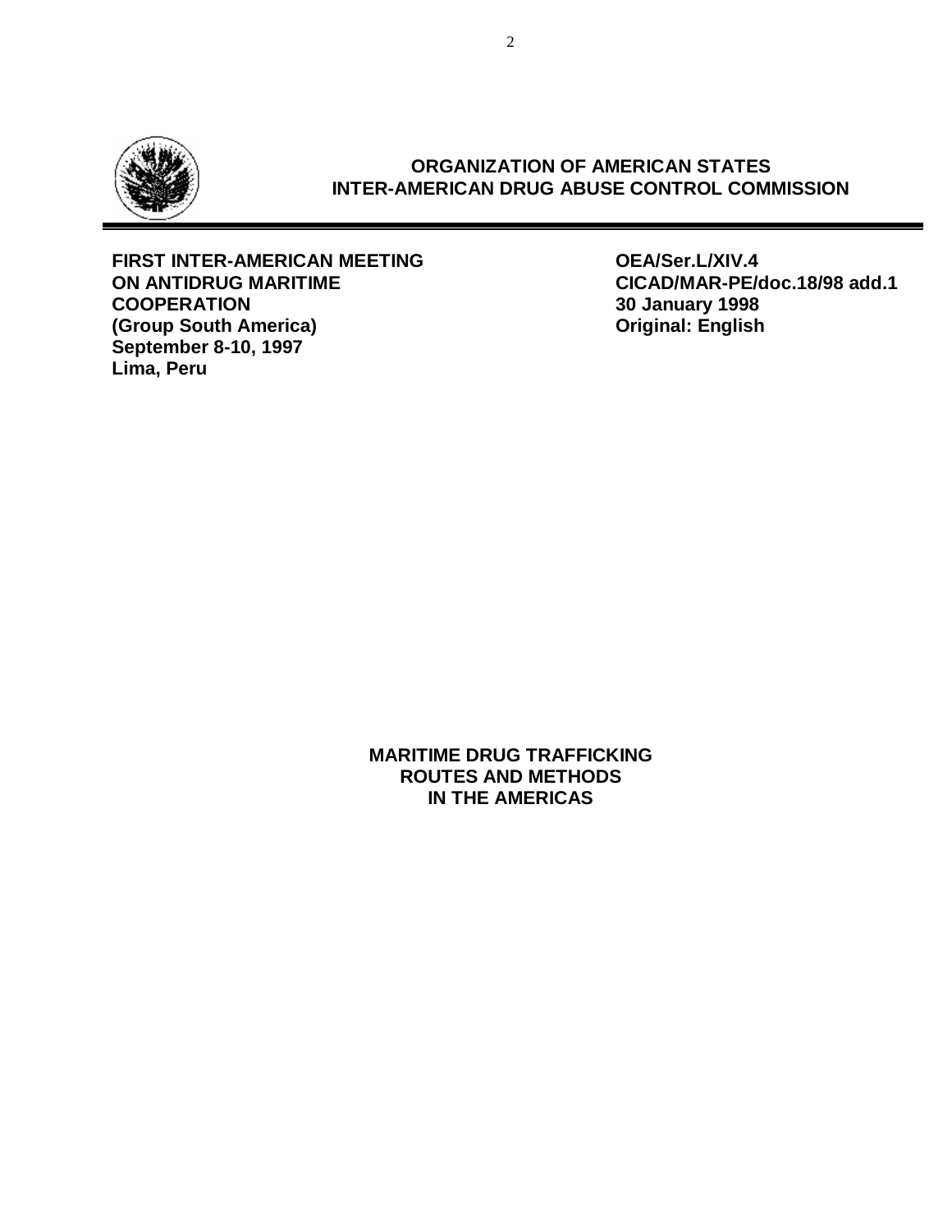**ORGANIZATION OF AMERICAN STATES**
**INTER-AMERICAN DRUG ABUSE CONTROL COMMISSION**

---

**FIRST INTER-AMERICAN MEETING**
**ON ANTIDRUG MARITIME**
**COOPERATION**
**(Group South America)**
**September 8-10, 1997**
**Lima, Peru**

**OEA/Ser.L/XIV.4**
**CICAD/MAR-PE/doc.18/98 add.1**
**30 January 1998**
**Original: English**

# MARITIME DRUG TRAFFICKING ROUTES AND METHODS IN THE AMERICAS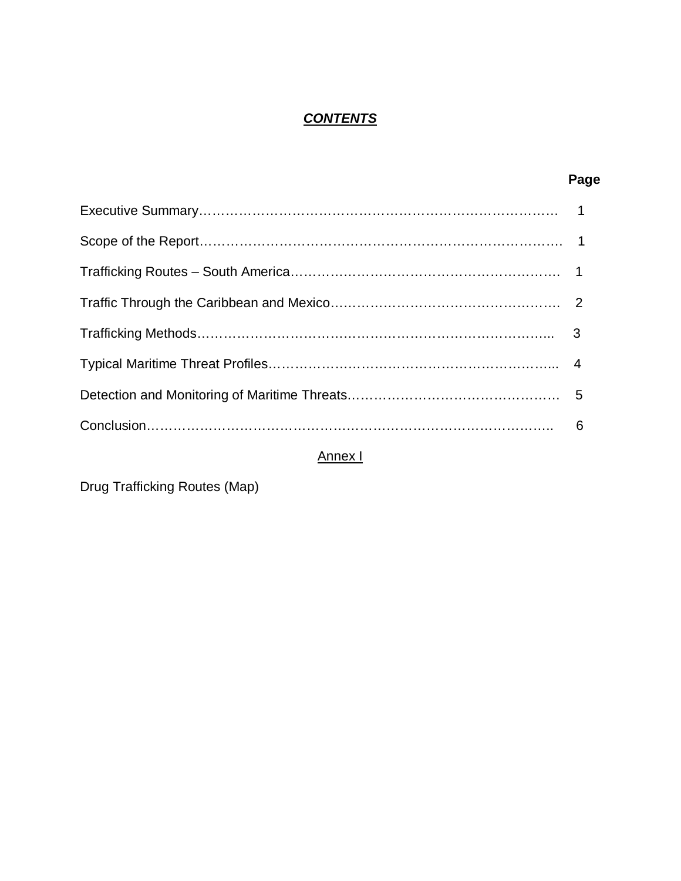# ***CONTENTS***

| | Page |
|---|---|
| Executive Summary | 1 |
| Scope of the Report | 1 |
| Trafficking Routes – South America | 1 |
| Traffic Through the Caribbean and Mexico | 2 |
| Trafficking Methods | 3 |
| Typical Maritime Threat Profiles | 4 |
| Detection and Monitoring of Maritime Threats | 5 |
| Conclusion | 6 |

Annex I

Drug Trafficking Routes (Map)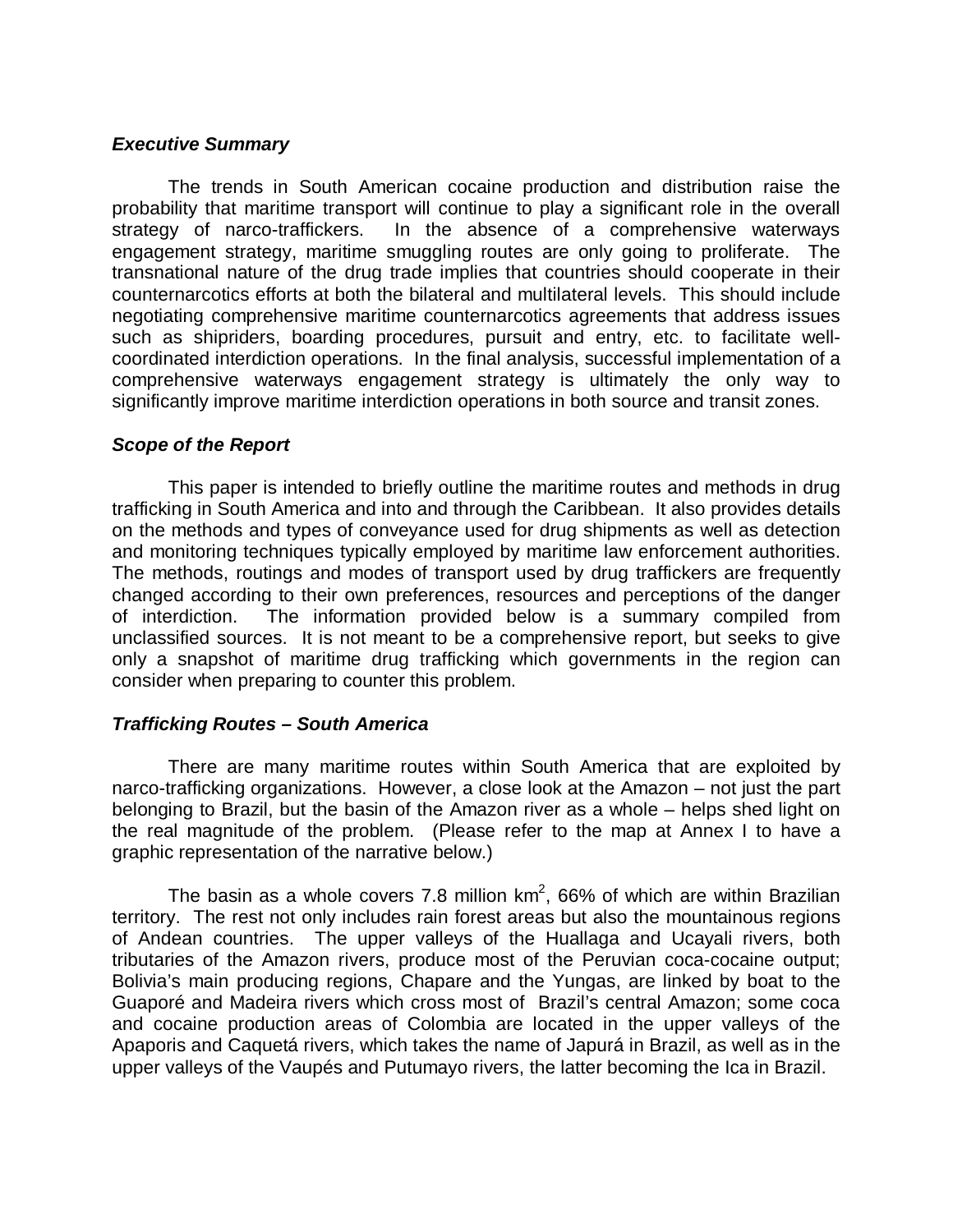### *Executive Summary*

The trends in South American cocaine production and distribution raise the probability that maritime transport will continue to play a significant role in the overall strategy of narco-traffickers. In the absence of a comprehensive waterways engagement strategy, maritime smuggling routes are only going to proliferate. The transnational nature of the drug trade implies that countries should cooperate in their counternarcotics efforts at both the bilateral and multilateral levels. This should include negotiating comprehensive maritime counternarcotics agreements that address issues such as shipriders, boarding procedures, pursuit and entry, etc. to facilitate well-coordinated interdiction operations. In the final analysis, successful implementation of a comprehensive waterways engagement strategy is ultimately the only way to significantly improve maritime interdiction operations in both source and transit zones.

### *Scope of the Report*

This paper is intended to briefly outline the maritime routes and methods in drug trafficking in South America and into and through the Caribbean. It also provides details on the methods and types of conveyance used for drug shipments as well as detection and monitoring techniques typically employed by maritime law enforcement authorities. The methods, routings and modes of transport used by drug traffickers are frequently changed according to their own preferences, resources and perceptions of the danger of interdiction. The information provided below is a summary compiled from unclassified sources. It is not meant to be a comprehensive report, but seeks to give only a snapshot of maritime drug trafficking which governments in the region can consider when preparing to counter this problem.

### *Trafficking Routes – South America*

There are many maritime routes within South America that are exploited by narco-trafficking organizations. However, a close look at the Amazon – not just the part belonging to Brazil, but the basin of the Amazon river as a whole – helps shed light on the real magnitude of the problem. (Please refer to the map at Annex I to have a graphic representation of the narrative below.)

The basin as a whole covers 7.8 million $km^2$, 66% of which are within Brazilian territory. The rest not only includes rain forest areas but also the mountainous regions of Andean countries. The upper valleys of the Huallaga and Ucayali rivers, both tributaries of the Amazon rivers, produce most of the Peruvian coca-cocaine output; Bolivia's main producing regions, Chapare and the Yungas, are linked by boat to the Guaporé and Madeira rivers which cross most of Brazil's central Amazon; some coca and cocaine production areas of Colombia are located in the upper valleys of the Apaporis and Caquetá rivers, which takes the name of Japurá in Brazil, as well as in the upper valleys of the Vaupés and Putumayo rivers, the latter becoming the Ica in Brazil.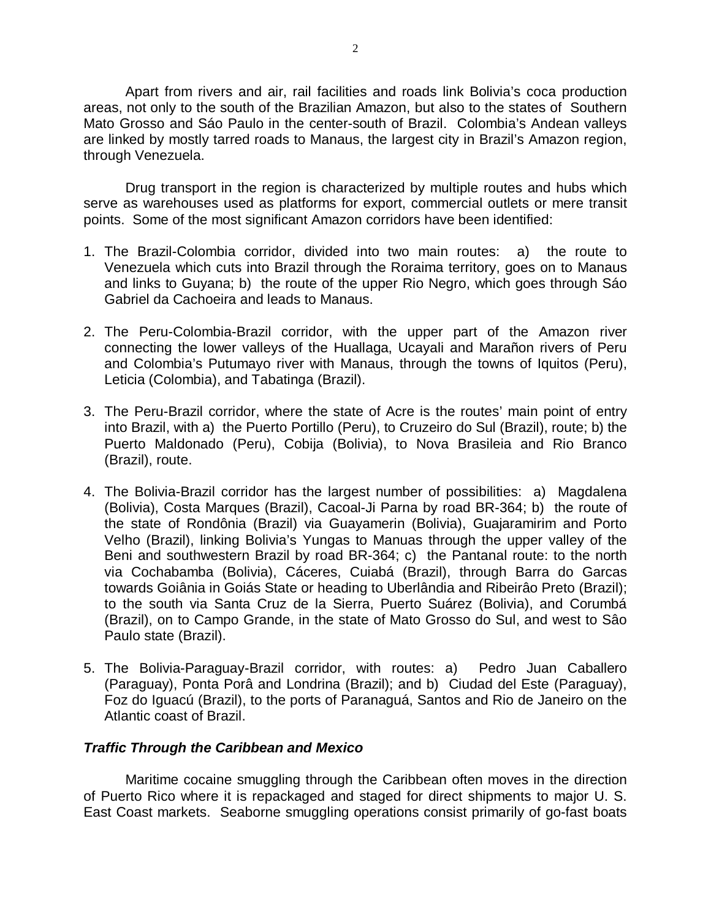Apart from rivers and air, rail facilities and roads link Bolivia's coca production areas, not only to the south of the Brazilian Amazon, but also to the states of Southern Mato Grosso and Sáo Paulo in the center-south of Brazil. Colombia's Andean valleys are linked by mostly tarred roads to Manaus, the largest city in Brazil's Amazon region, through Venezuela.

Drug transport in the region is characterized by multiple routes and hubs which serve as warehouses used as platforms for export, commercial outlets or mere transit points. Some of the most significant Amazon corridors have been identified:

1. The Brazil-Colombia corridor, divided into two main routes: a) the route to Venezuela which cuts into Brazil through the Roraima territory, goes on to Manaus and links to Guyana; b) the route of the upper Rio Negro, which goes through Sáo Gabriel da Cachoeira and leads to Manaus.

2. The Peru-Colombia-Brazil corridor, with the upper part of the Amazon river connecting the lower valleys of the Huallaga, Ucayali and Marañon rivers of Peru and Colombia's Putumayo river with Manaus, through the towns of Iquitos (Peru), Leticia (Colombia), and Tabatinga (Brazil).

3. The Peru-Brazil corridor, where the state of Acre is the routes' main point of entry into Brazil, with a) the Puerto Portillo (Peru), to Cruzeiro do Sul (Brazil), route; b) the Puerto Maldonado (Peru), Cobija (Bolivia), to Nova Brasileia and Rio Branco (Brazil), route.

4. The Bolivia-Brazil corridor has the largest number of possibilities: a) Magdalena (Bolivia), Costa Marques (Brazil), Cacoal-Ji Parna by road BR-364; b) the route of the state of Rondônia (Brazil) via Guayamerin (Bolivia), Guajaramirim and Porto Velho (Brazil), linking Bolivia's Yungas to Manuas through the upper valley of the Beni and southwestern Brazil by road BR-364; c) the Pantanal route: to the north via Cochabamba (Bolivia), Cáceres, Cuiabá (Brazil), through Barra do Garcas towards Goiânia in Goiás State or heading to Uberlândia and Ribeirâo Preto (Brazil); to the south via Santa Cruz de la Sierra, Puerto Suárez (Bolivia), and Corumbá (Brazil), on to Campo Grande, in the state of Mato Grosso do Sul, and west to Sâo Paulo state (Brazil).

5. The Bolivia-Paraguay-Brazil corridor, with routes: a) Pedro Juan Caballero (Paraguay), Ponta Porâ and Londrina (Brazil); and b) Ciudad del Este (Paraguay), Foz do Iguacú (Brazil), to the ports of Paranaguá, Santos and Rio de Janeiro on the Atlantic coast of Brazil.

### *Traffic Through the Caribbean and Mexico*

Maritime cocaine smuggling through the Caribbean often moves in the direction of Puerto Rico where it is repackaged and staged for direct shipments to major U. S. East Coast markets. Seaborne smuggling operations consist primarily of go-fast boats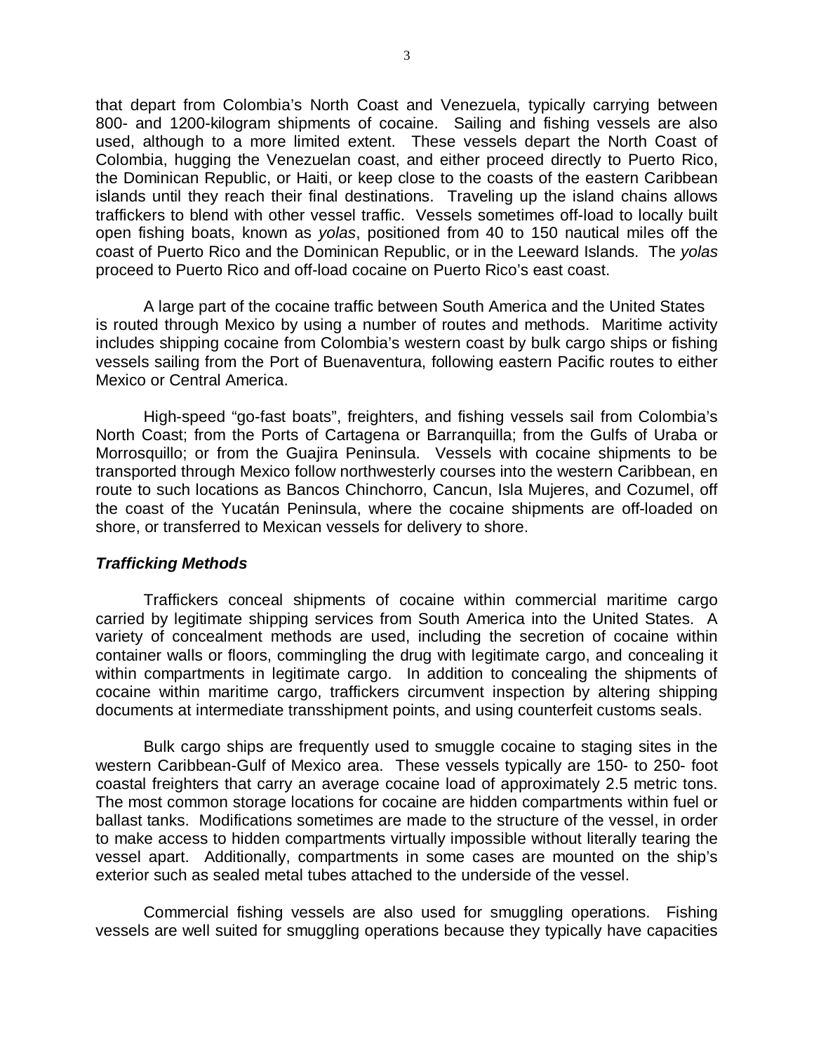that depart from Colombia's North Coast and Venezuela, typically carrying between 800- and 1200-kilogram shipments of cocaine. Sailing and fishing vessels are also used, although to a more limited extent. These vessels depart the North Coast of Colombia, hugging the Venezuelan coast, and either proceed directly to Puerto Rico, the Dominican Republic, or Haiti, or keep close to the coasts of the eastern Caribbean islands until they reach their final destinations. Traveling up the island chains allows traffickers to blend with other vessel traffic. Vessels sometimes off-load to locally built open fishing boats, known as *yolas*, positioned from 40 to 150 nautical miles off the coast of Puerto Rico and the Dominican Republic, or in the Leeward Islands. The *yolas* proceed to Puerto Rico and off-load cocaine on Puerto Rico's east coast.

A large part of the cocaine traffic between South America and the United States is routed through Mexico by using a number of routes and methods. Maritime activity includes shipping cocaine from Colombia's western coast by bulk cargo ships or fishing vessels sailing from the Port of Buenaventura, following eastern Pacific routes to either Mexico or Central America.

High-speed "go-fast boats", freighters, and fishing vessels sail from Colombia's North Coast; from the Ports of Cartagena or Barranquilla; from the Gulfs of Uraba or Morrosquillo; or from the Guajira Peninsula. Vessels with cocaine shipments to be transported through Mexico follow northwesterly courses into the western Caribbean, en route to such locations as Bancos Chinchorro, Cancun, Isla Mujeres, and Cozumel, off the coast of the Yucatán Peninsula, where the cocaine shipments are off-loaded on shore, or transferred to Mexican vessels for delivery to shore.

### ***Trafficking Methods***

Traffickers conceal shipments of cocaine within commercial maritime cargo carried by legitimate shipping services from South America into the United States. A variety of concealment methods are used, including the secretion of cocaine within container walls or floors, commingling the drug with legitimate cargo, and concealing it within compartments in legitimate cargo. In addition to concealing the shipments of cocaine within maritime cargo, traffickers circumvent inspection by altering shipping documents at intermediate transshipment points, and using counterfeit customs seals.

Bulk cargo ships are frequently used to smuggle cocaine to staging sites in the western Caribbean-Gulf of Mexico area. These vessels typically are 150- to 250- foot coastal freighters that carry an average cocaine load of approximately 2.5 metric tons. The most common storage locations for cocaine are hidden compartments within fuel or ballast tanks. Modifications sometimes are made to the structure of the vessel, in order to make access to hidden compartments virtually impossible without literally tearing the vessel apart. Additionally, compartments in some cases are mounted on the ship's exterior such as sealed metal tubes attached to the underside of the vessel.

Commercial fishing vessels are also used for smuggling operations. Fishing vessels are well suited for smuggling operations because they typically have capacities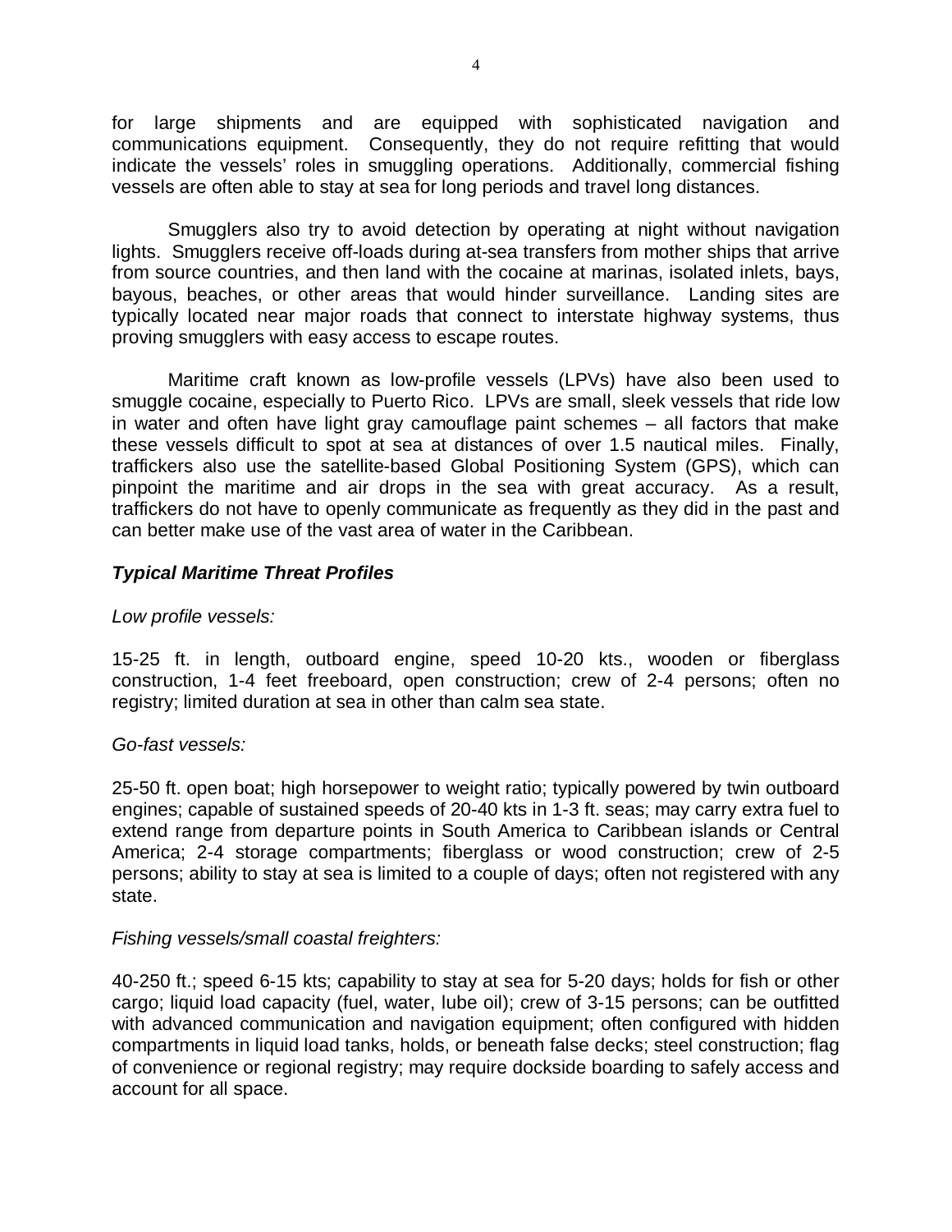for large shipments and are equipped with sophisticated navigation and communications equipment. Consequently, they do not require refitting that would indicate the vessels' roles in smuggling operations. Additionally, commercial fishing vessels are often able to stay at sea for long periods and travel long distances.

Smugglers also try to avoid detection by operating at night without navigation lights. Smugglers receive off-loads during at-sea transfers from mother ships that arrive from source countries, and then land with the cocaine at marinas, isolated inlets, bays, bayous, beaches, or other areas that would hinder surveillance. Landing sites are typically located near major roads that connect to interstate highway systems, thus proving smugglers with easy access to escape routes.

Maritime craft known as low-profile vessels (LPVs) have also been used to smuggle cocaine, especially to Puerto Rico. LPVs are small, sleek vessels that ride low in water and often have light gray camouflage paint schemes – all factors that make these vessels difficult to spot at sea at distances of over 1.5 nautical miles. Finally, traffickers also use the satellite-based Global Positioning System (GPS), which can pinpoint the maritime and air drops in the sea with great accuracy. As a result, traffickers do not have to openly communicate as frequently as they did in the past and can better make use of the vast area of water in the Caribbean.

### ***Typical Maritime Threat Profiles***

*Low profile vessels:*

15-25 ft. in length, outboard engine, speed 10-20 kts., wooden or fiberglass construction, 1-4 feet freeboard, open construction; crew of 2-4 persons; often no registry; limited duration at sea in other than calm sea state.

*Go-fast vessels:*

25-50 ft. open boat; high horsepower to weight ratio; typically powered by twin outboard engines; capable of sustained speeds of 20-40 kts in 1-3 ft. seas; may carry extra fuel to extend range from departure points in South America to Caribbean islands or Central America; 2-4 storage compartments; fiberglass or wood construction; crew of 2-5 persons; ability to stay at sea is limited to a couple of days; often not registered with any state.

*Fishing vessels/small coastal freighters:*

40-250 ft.; speed 6-15 kts; capability to stay at sea for 5-20 days; holds for fish or other cargo; liquid load capacity (fuel, water, lube oil); crew of 3-15 persons; can be outfitted with advanced communication and navigation equipment; often configured with hidden compartments in liquid load tanks, holds, or beneath false decks; steel construction; flag of convenience or regional registry; may require dockside boarding to safely access and account for all space.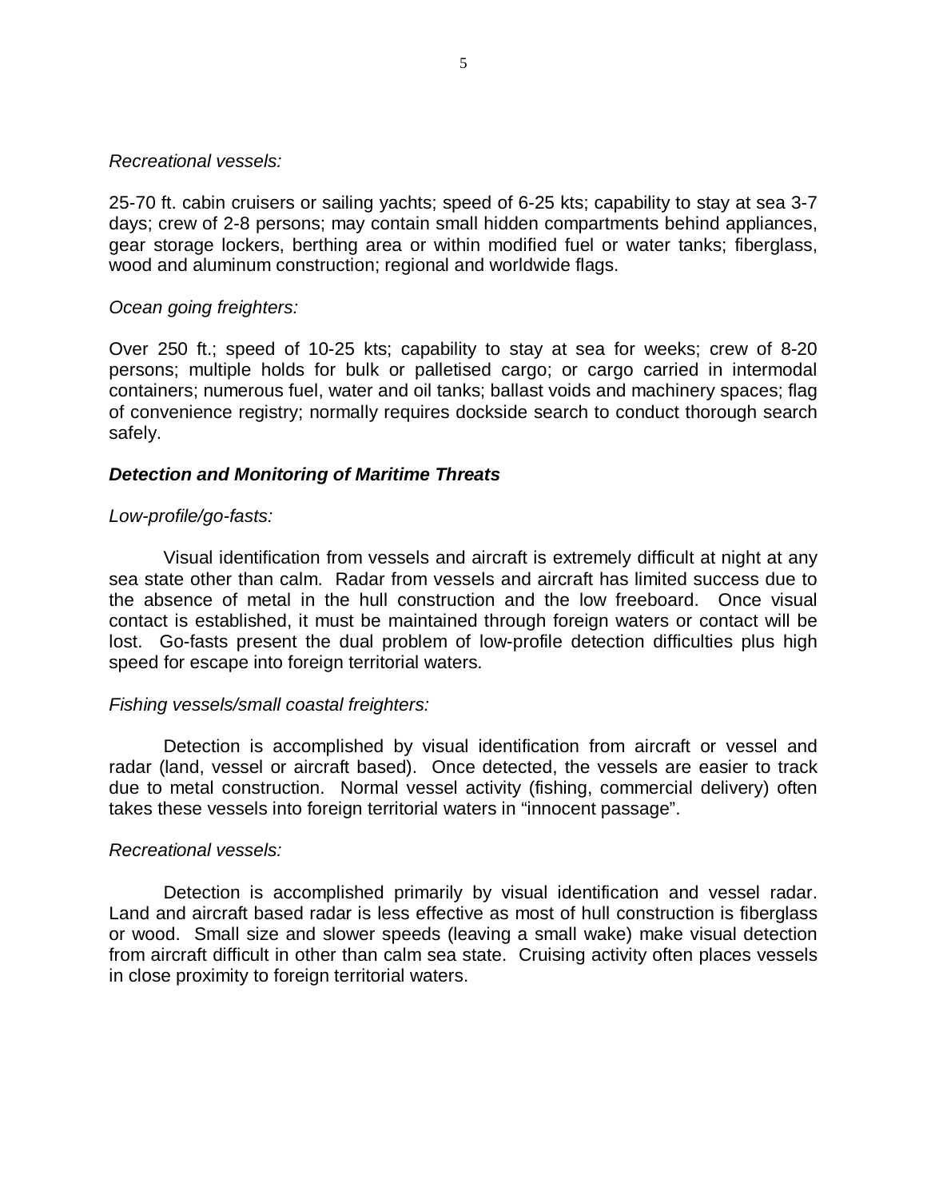*Recreational vessels:*

25-70 ft. cabin cruisers or sailing yachts; speed of 6-25 kts; capability to stay at sea 3-7 days; crew of 2-8 persons; may contain small hidden compartments behind appliances, gear storage lockers, berthing area or within modified fuel or water tanks; fiberglass, wood and aluminum construction; regional and worldwide flags.

*Ocean going freighters:*

Over 250 ft.; speed of 10-25 kts; capability to stay at sea for weeks; crew of 8-20 persons; multiple holds for bulk or palletised cargo; or cargo carried in intermodal containers; numerous fuel, water and oil tanks; ballast voids and machinery spaces; flag of convenience registry; normally requires dockside search to conduct thorough search safely.

***Detection and Monitoring of Maritime Threats***

*Low-profile/go-fasts:*

Visual identification from vessels and aircraft is extremely difficult at night at any sea state other than calm. Radar from vessels and aircraft has limited success due to the absence of metal in the hull construction and the low freeboard. Once visual contact is established, it must be maintained through foreign waters or contact will be lost. Go-fasts present the dual problem of low-profile detection difficulties plus high speed for escape into foreign territorial waters.

*Fishing vessels/small coastal freighters:*

Detection is accomplished by visual identification from aircraft or vessel and radar (land, vessel or aircraft based). Once detected, the vessels are easier to track due to metal construction. Normal vessel activity (fishing, commercial delivery) often takes these vessels into foreign territorial waters in "innocent passage".

*Recreational vessels:*

Detection is accomplished primarily by visual identification and vessel radar. Land and aircraft based radar is less effective as most of hull construction is fiberglass or wood. Small size and slower speeds (leaving a small wake) make visual detection from aircraft difficult in other than calm sea state. Cruising activity often places vessels in close proximity to foreign territorial waters.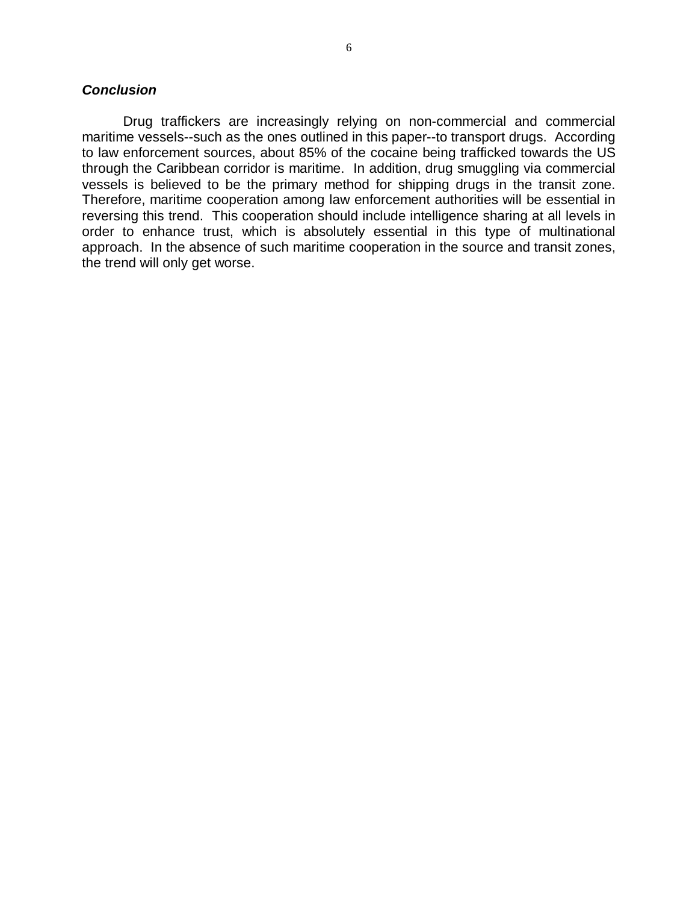### ***Conclusion***

Drug traffickers are increasingly relying on non-commercial and commercial maritime vessels--such as the ones outlined in this paper--to transport drugs. According to law enforcement sources, about 85% of the cocaine being trafficked towards the US through the Caribbean corridor is maritime. In addition, drug smuggling via commercial vessels is believed to be the primary method for shipping drugs in the transit zone. Therefore, maritime cooperation among law enforcement authorities will be essential in reversing this trend. This cooperation should include intelligence sharing at all levels in order to enhance trust, which is absolutely essential in this type of multinational approach. In the absence of such maritime cooperation in the source and transit zones, the trend will only get worse.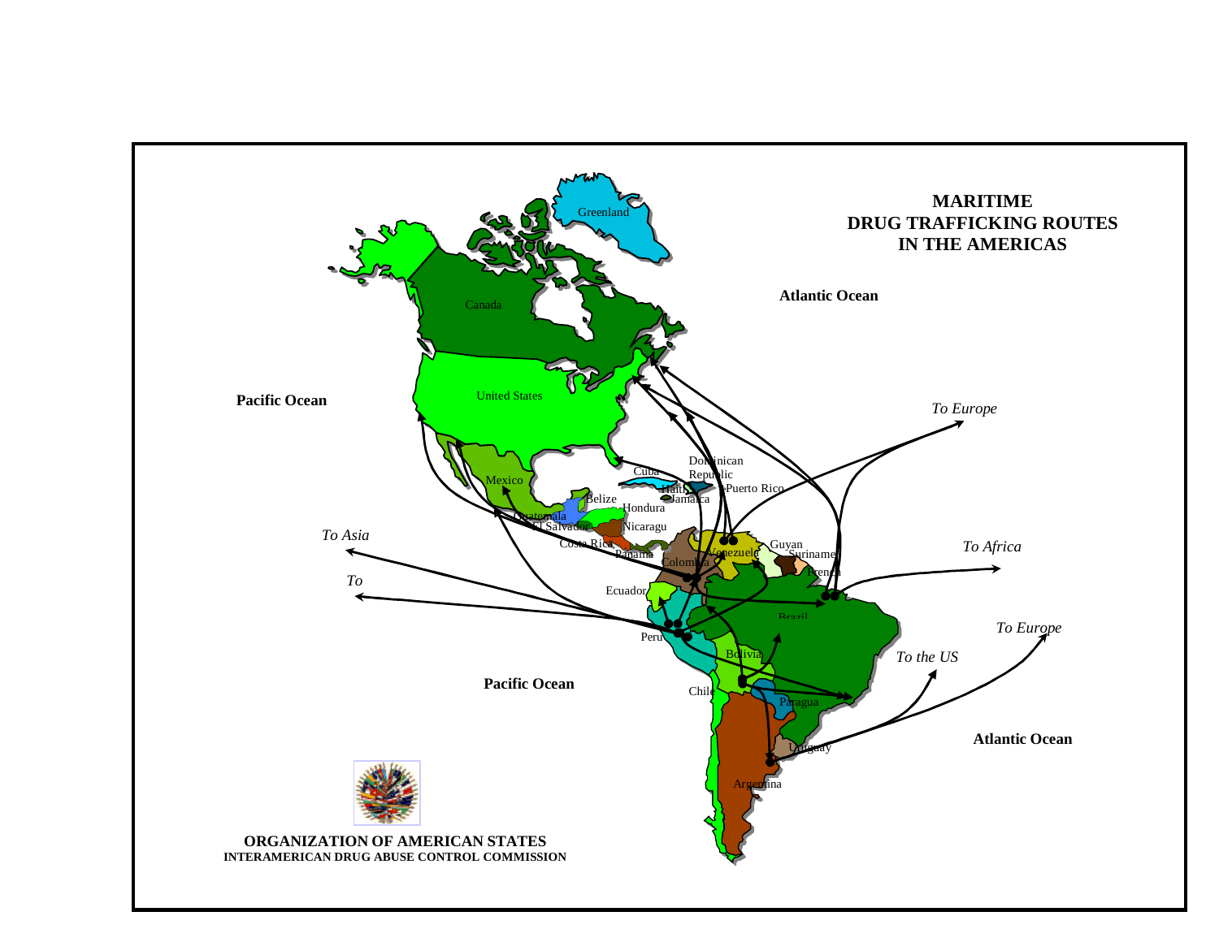MARITIME
DRUG TRAFFICKING ROUTES
IN THE AMERICAS

Atlantic Ocean

Pacific Ocean

Greenland

Canada

United States

Mexico

Cuba

Dominican Republic

Haiti

Puerto Rico

Jamaica

Belize

Hondura

Guatemala

El Salvador

Nicaragu

Costa Rica

Panama

Colombia

Venezuela

Guyan

Suriname

French

Ecuador

Brazil

Peru

Bolivia

Chile

Paragua

Uruguay

Argentina

*To Europe*

*To Asia*

*To*

*To Africa*

*To Europe*

*To the US*

Pacific Ocean

Atlantic Ocean

ORGANIZATION OF AMERICAN STATES
INTERAMERICAN DRUG ABUSE CONTROL COMMISSION